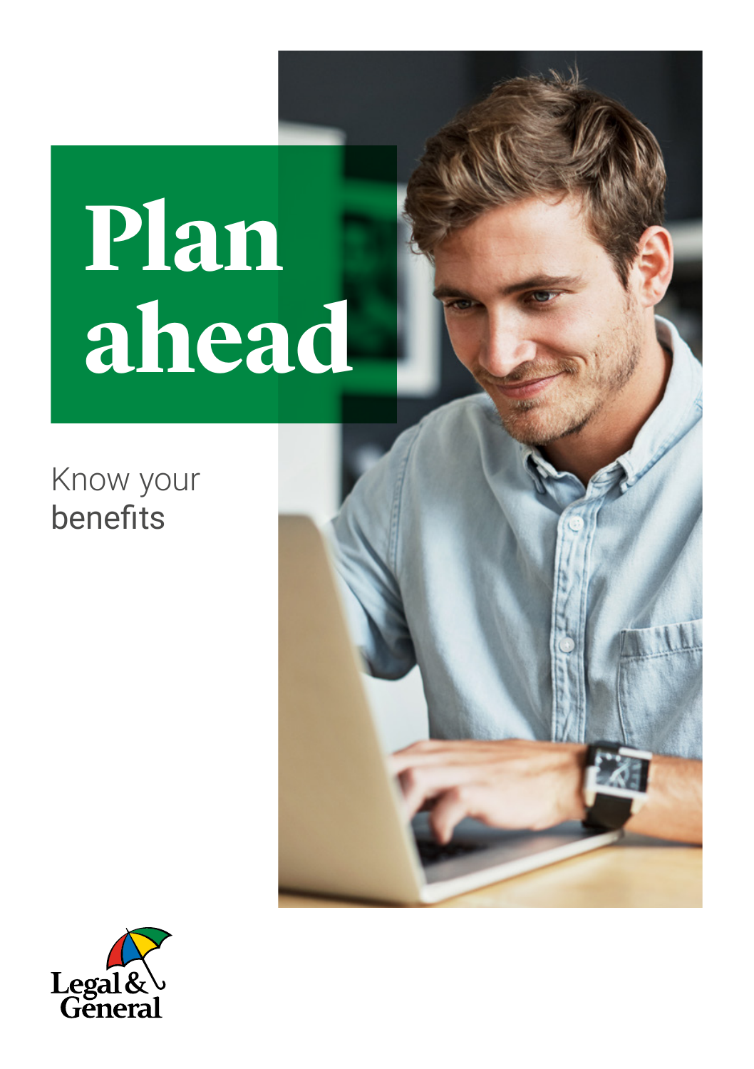# Plan ahead

Know your
benefits

Legal & General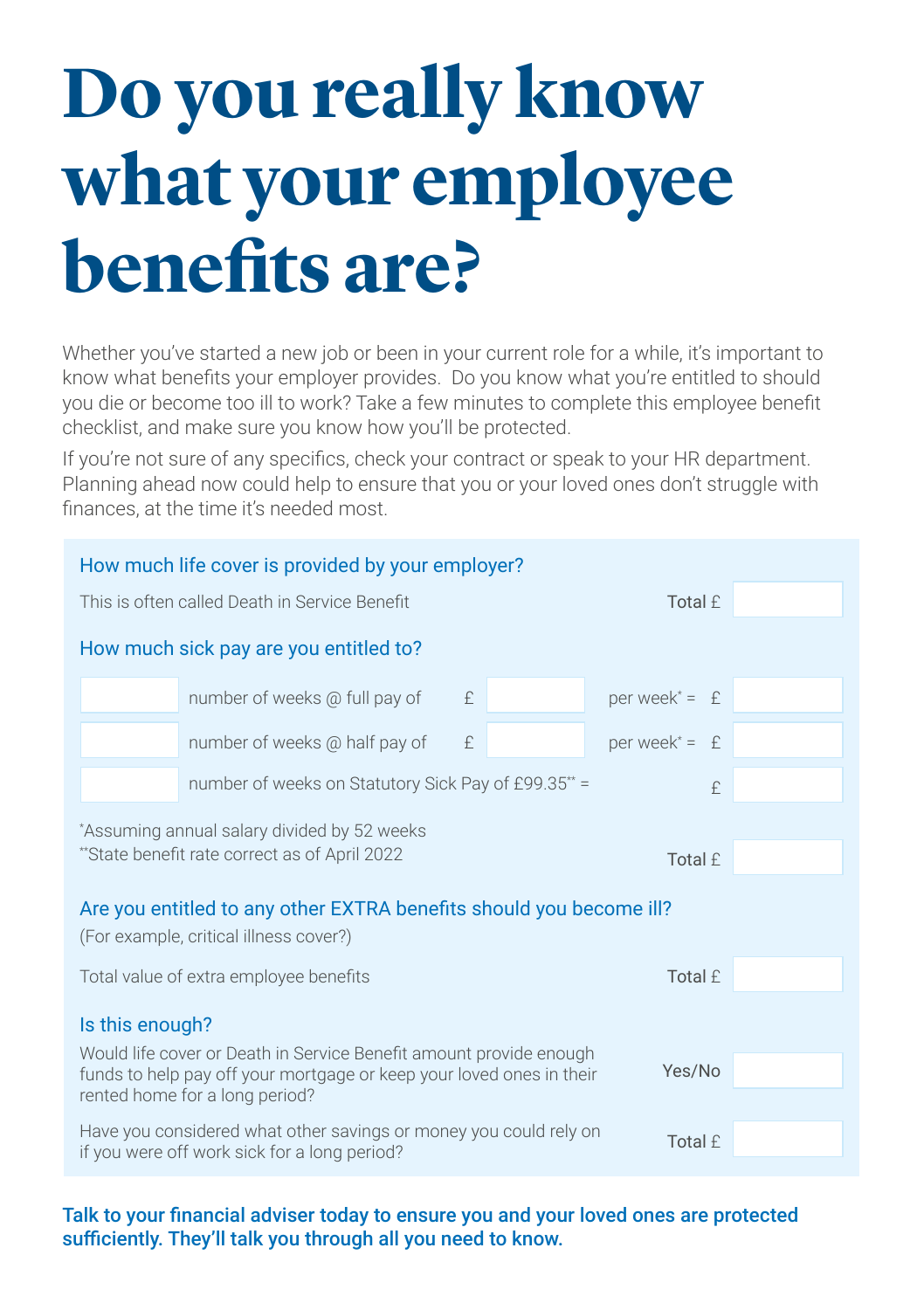# Do you really know what your employee benefits are?

Whether you've started a new job or been in your current role for a while, it's important to know what benefits your employer provides. Do you know what you're entitled to should you die or become too ill to work? Take a few minutes to complete this employee benefit checklist, and make sure you know how you'll be protected.

If you're not sure of any specifics, check your contract or speak to your HR department. Planning ahead now could help to ensure that you or your loved ones don't struggle with finances, at the time it's needed most.

## How much life cover is provided by your employer?

This is often called Death in Service Benefit — Total £ ______

## How much sick pay are you entitled to?

| | | | | |
|---|---|---|---|---|
| ______ | number of weeks @ full pay of | £ ______ | per week* = | £ ______ |
| ______ | number of weeks @ half pay of | £ ______ | per week* = | £ ______ |
| ______ | number of weeks on Statutory Sick Pay of £99.35** = | | | £ ______ |

*Assuming annual salary divided by 52 weeks

**State benefit rate correct as of April 2022

Total £ ______

## Are you entitled to any other EXTRA benefits should you become ill?

(For example, critical illness cover?)

Total value of extra employee benefits — Total £ ______

## Is this enough?

Would life cover or Death in Service Benefit amount provide enough funds to help pay off your mortgage or keep your loved ones in their rented home for a long period? — Yes/No ______

Have you considered what other savings or money you could rely on if you were off work sick for a long period? — Total £ ______

**Talk to your financial adviser today to ensure you and your loved ones are protected sufficiently. They'll talk you through all you need to know.**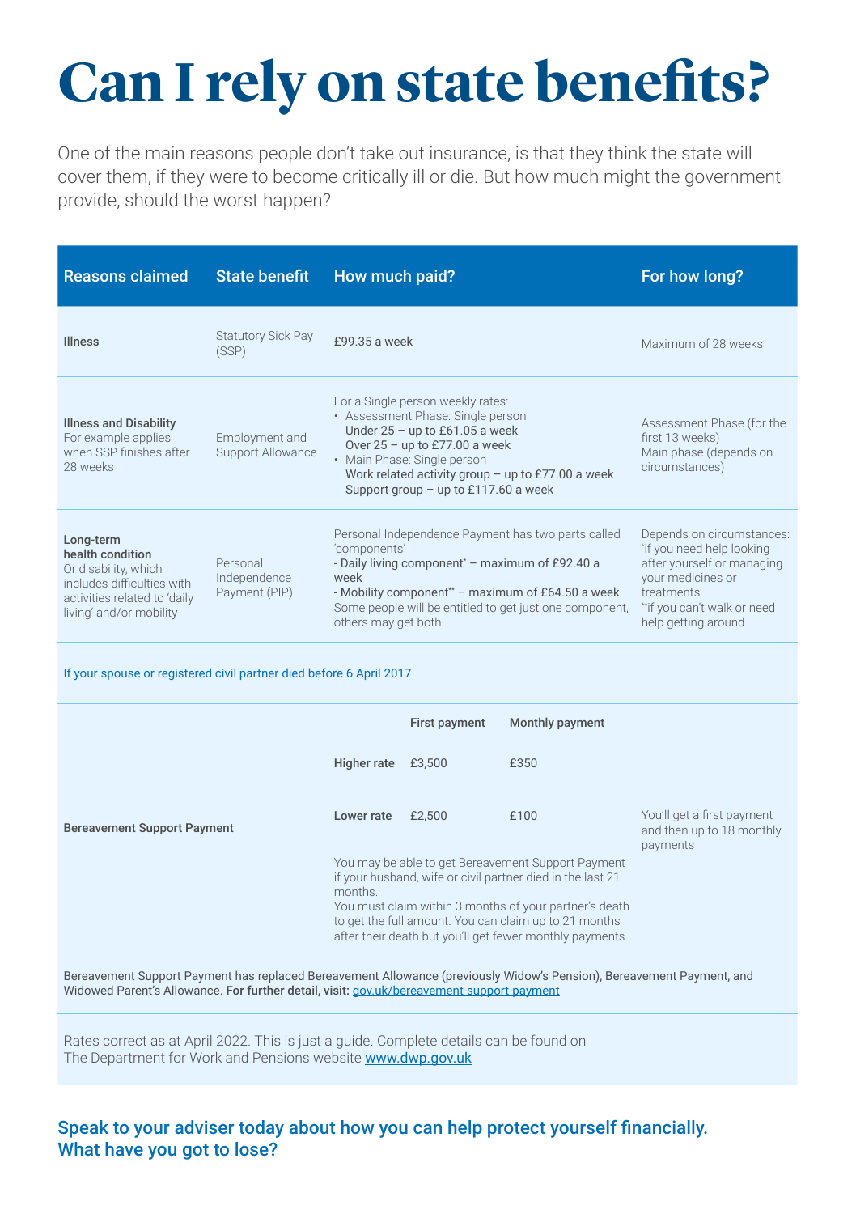# Can I rely on state benefits?

One of the main reasons people don't take out insurance, is that they think the state will cover them, if they were to become critically ill or die. But how much might the government provide, should the worst happen?

| Reasons claimed | State benefit | How much paid? | For how long? |
|---|---|---|---|
| **Illness** | Statutory Sick Pay (SSP) | £99.35 a week | Maximum of 28 weeks |
| **Illness and Disability** For example applies when SSP finishes after 28 weeks | Employment and Support Allowance | For a Single person weekly rates: • Assessment Phase: Single person Under 25 – up to £61.05 a week Over 25 – up to £77.00 a week • Main Phase: Single person Work related activity group – up to £77.00 a week Support group – up to £117.60 a week | Assessment Phase (for the first 13 weeks) Main phase (depends on circumstances) |
| **Long-term health condition** Or disability, which includes difficulties with activities related to 'daily living' and/or mobility | Personal Independence Payment (PIP) | Personal Independence Payment has two parts called 'components' - Daily living component* – maximum of £92.40 a week - Mobility component** – maximum of £64.50 a week Some people will be entitled to get just one component, others may get both. | Depends on circumstances: *if you need help looking after yourself or managing your medicines or treatments **if you can't walk or need help getting around |

If your spouse or registered civil partner died before 6 April 2017

| | | First payment | Monthly payment | |
|---|---|---|---|---|
| **Bereavement Support Payment** | **Higher rate** | £3,500 | £350 | You'll get a first payment and then up to 18 monthly payments |
| | **Lower rate** | £2,500 | £100 | |

You may be able to get Bereavement Support Payment if your husband, wife or civil partner died in the last 21 months.
You must claim within 3 months of your partner's death to get the full amount. You can claim up to 21 months after their death but you'll get fewer monthly payments.

Bereavement Support Payment has replaced Bereavement Allowance (previously Widow's Pension), Bereavement Payment, and Widowed Parent's Allowance. **For further detail, visit:** gov.uk/bereavement-support-payment

Rates correct as at April 2022. This is just a guide. Complete details can be found on The Department for Work and Pensions website www.dwp.gov.uk

**Speak to your adviser today about how you can help protect yourself financially. What have you got to lose?**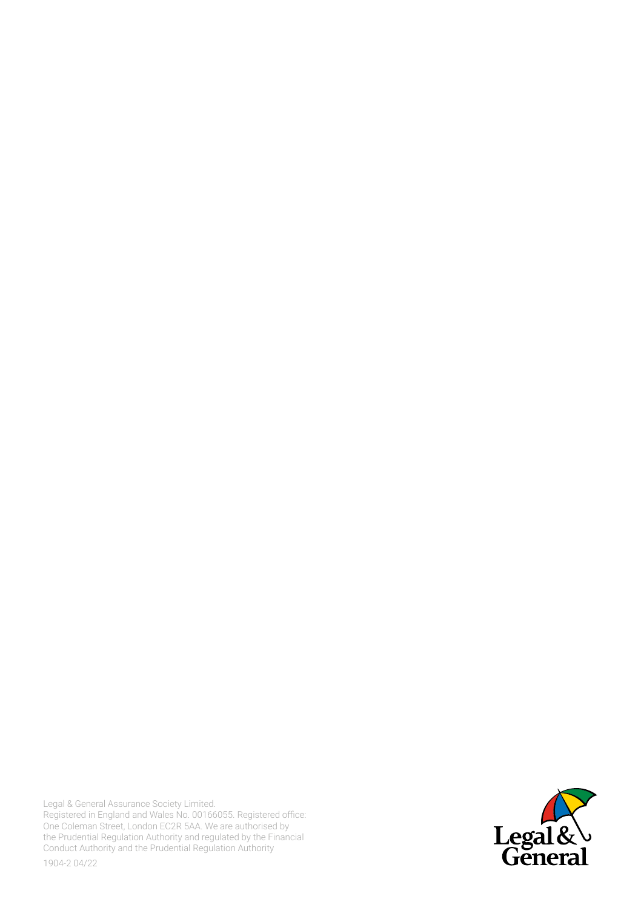Legal & General Assurance Society Limited.
Registered in England and Wales No. 00166055. Registered office: One Coleman Street, London EC2R 5AA. We are authorised by the Prudential Regulation Authority and regulated by the Financial Conduct Authority and the Prudential Regulation Authority

1904-2 04/22

Legal & General